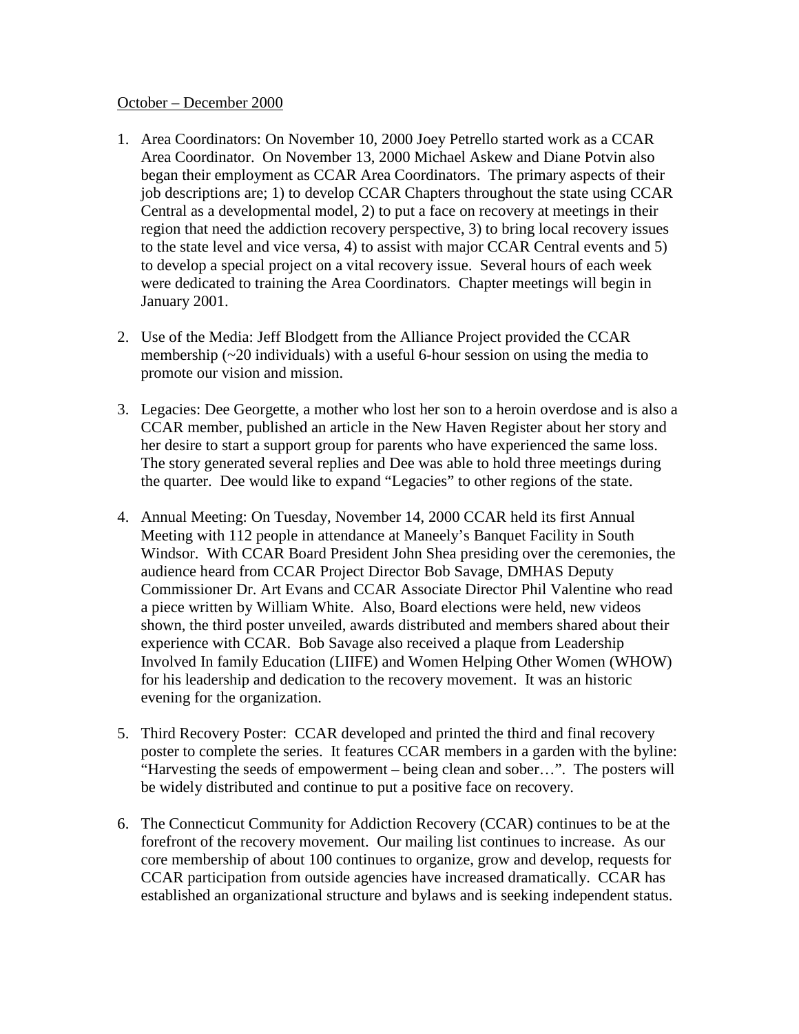<u>October – December 2000</u>

1. Area Coordinators: On November 10, 2000 Joey Petrello started work as a CCAR Area Coordinator. On November 13, 2000 Michael Askew and Diane Potvin also began their employment as CCAR Area Coordinators. The primary aspects of their job descriptions are; 1) to develop CCAR Chapters throughout the state using CCAR Central as a developmental model, 2) to put a face on recovery at meetings in their region that need the addiction recovery perspective, 3) to bring local recovery issues to the state level and vice versa, 4) to assist with major CCAR Central events and 5) to develop a special project on a vital recovery issue. Several hours of each week were dedicated to training the Area Coordinators. Chapter meetings will begin in January 2001.

2. Use of the Media: Jeff Blodgett from the Alliance Project provided the CCAR membership (~20 individuals) with a useful 6-hour session on using the media to promote our vision and mission.

3. Legacies: Dee Georgette, a mother who lost her son to a heroin overdose and is also a CCAR member, published an article in the New Haven Register about her story and her desire to start a support group for parents who have experienced the same loss. The story generated several replies and Dee was able to hold three meetings during the quarter. Dee would like to expand "Legacies" to other regions of the state.

4. Annual Meeting: On Tuesday, November 14, 2000 CCAR held its first Annual Meeting with 112 people in attendance at Maneely's Banquet Facility in South Windsor. With CCAR Board President John Shea presiding over the ceremonies, the audience heard from CCAR Project Director Bob Savage, DMHAS Deputy Commissioner Dr. Art Evans and CCAR Associate Director Phil Valentine who read a piece written by William White. Also, Board elections were held, new videos shown, the third poster unveiled, awards distributed and members shared about their experience with CCAR. Bob Savage also received a plaque from Leadership Involved In family Education (LIIFE) and Women Helping Other Women (WHOW) for his leadership and dedication to the recovery movement. It was an historic evening for the organization.

5. Third Recovery Poster: CCAR developed and printed the third and final recovery poster to complete the series. It features CCAR members in a garden with the byline: "Harvesting the seeds of empowerment – being clean and sober…". The posters will be widely distributed and continue to put a positive face on recovery.

6. The Connecticut Community for Addiction Recovery (CCAR) continues to be at the forefront of the recovery movement. Our mailing list continues to increase. As our core membership of about 100 continues to organize, grow and develop, requests for CCAR participation from outside agencies have increased dramatically. CCAR has established an organizational structure and bylaws and is seeking independent status.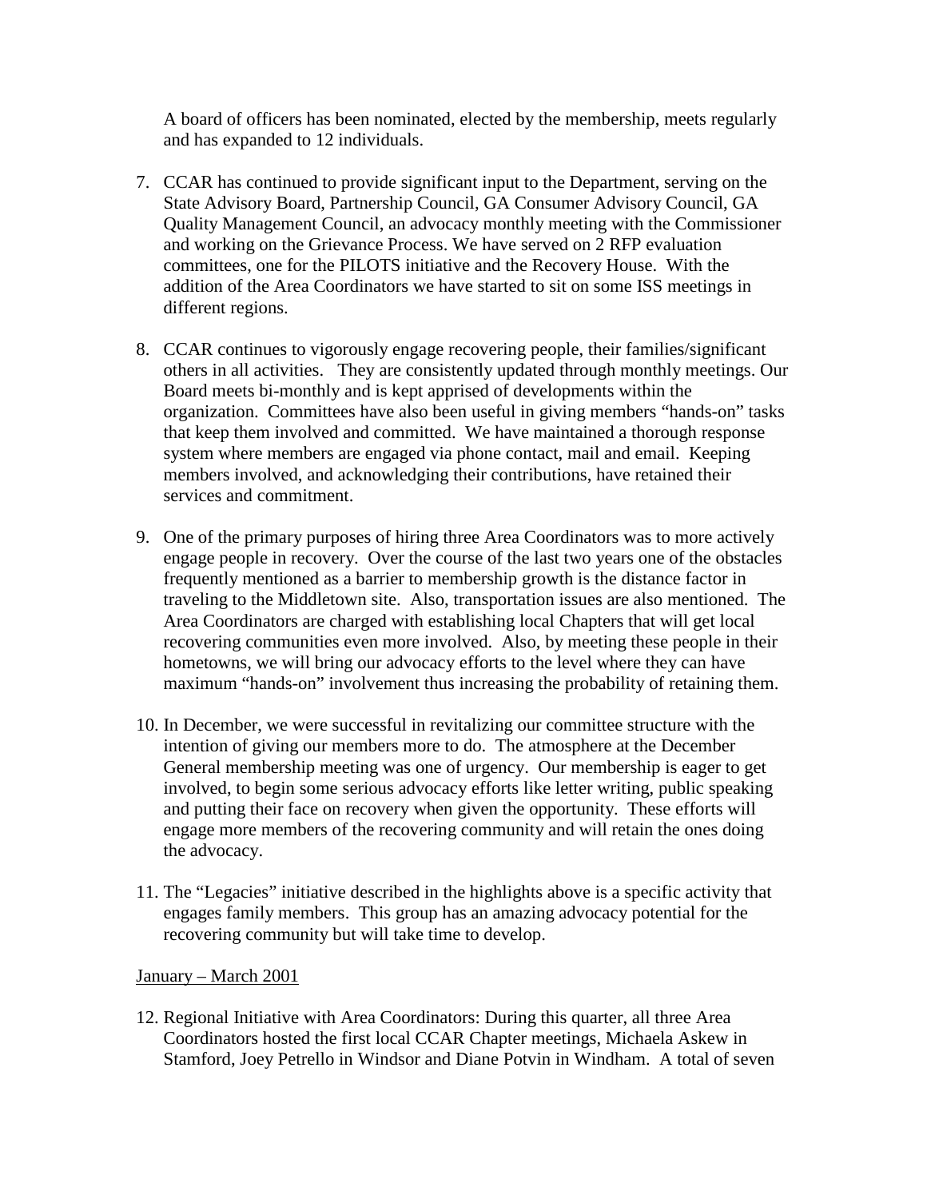A board of officers has been nominated, elected by the membership, meets regularly and has expanded to 12 individuals.

7. CCAR has continued to provide significant input to the Department, serving on the State Advisory Board, Partnership Council, GA Consumer Advisory Council, GA Quality Management Council, an advocacy monthly meeting with the Commissioner and working on the Grievance Process. We have served on 2 RFP evaluation committees, one for the PILOTS initiative and the Recovery House. With the addition of the Area Coordinators we have started to sit on some ISS meetings in different regions.

8. CCAR continues to vigorously engage recovering people, their families/significant others in all activities. They are consistently updated through monthly meetings. Our Board meets bi-monthly and is kept apprised of developments within the organization. Committees have also been useful in giving members "hands-on" tasks that keep them involved and committed. We have maintained a thorough response system where members are engaged via phone contact, mail and email. Keeping members involved, and acknowledging their contributions, have retained their services and commitment.

9. One of the primary purposes of hiring three Area Coordinators was to more actively engage people in recovery. Over the course of the last two years one of the obstacles frequently mentioned as a barrier to membership growth is the distance factor in traveling to the Middletown site. Also, transportation issues are also mentioned. The Area Coordinators are charged with establishing local Chapters that will get local recovering communities even more involved. Also, by meeting these people in their hometowns, we will bring our advocacy efforts to the level where they can have maximum "hands-on" involvement thus increasing the probability of retaining them.

10. In December, we were successful in revitalizing our committee structure with the intention of giving our members more to do. The atmosphere at the December General membership meeting was one of urgency. Our membership is eager to get involved, to begin some serious advocacy efforts like letter writing, public speaking and putting their face on recovery when given the opportunity. These efforts will engage more members of the recovering community and will retain the ones doing the advocacy.

11. The "Legacies" initiative described in the highlights above is a specific activity that engages family members. This group has an amazing advocacy potential for the recovering community but will take time to develop.

<u>January – March 2001</u>

12. Regional Initiative with Area Coordinators: During this quarter, all three Area Coordinators hosted the first local CCAR Chapter meetings, Michaela Askew in Stamford, Joey Petrello in Windsor and Diane Potvin in Windham. A total of seven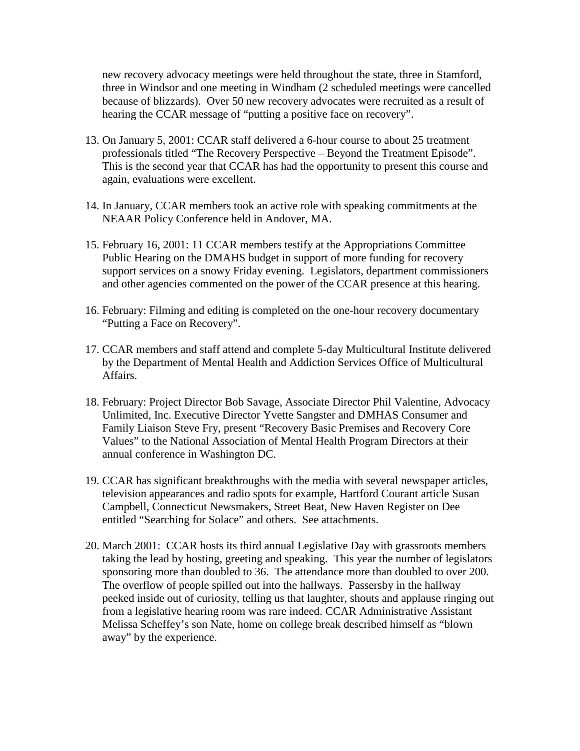new recovery advocacy meetings were held throughout the state, three in Stamford, three in Windsor and one meeting in Windham (2 scheduled meetings were cancelled because of blizzards). Over 50 new recovery advocates were recruited as a result of hearing the CCAR message of "putting a positive face on recovery".

13. On January 5, 2001: CCAR staff delivered a 6-hour course to about 25 treatment professionals titled "The Recovery Perspective – Beyond the Treatment Episode". This is the second year that CCAR has had the opportunity to present this course and again, evaluations were excellent.

14. In January, CCAR members took an active role with speaking commitments at the NEAAR Policy Conference held in Andover, MA.

15. February 16, 2001: 11 CCAR members testify at the Appropriations Committee Public Hearing on the DMAHS budget in support of more funding for recovery support services on a snowy Friday evening. Legislators, department commissioners and other agencies commented on the power of the CCAR presence at this hearing.

16. February: Filming and editing is completed on the one-hour recovery documentary "Putting a Face on Recovery".

17. CCAR members and staff attend and complete 5-day Multicultural Institute delivered by the Department of Mental Health and Addiction Services Office of Multicultural Affairs.

18. February: Project Director Bob Savage, Associate Director Phil Valentine, Advocacy Unlimited, Inc. Executive Director Yvette Sangster and DMHAS Consumer and Family Liaison Steve Fry, present "Recovery Basic Premises and Recovery Core Values" to the National Association of Mental Health Program Directors at their annual conference in Washington DC.

19. CCAR has significant breakthroughs with the media with several newspaper articles, television appearances and radio spots for example, Hartford Courant article Susan Campbell, Connecticut Newsmakers, Street Beat, New Haven Register on Dee entitled "Searching for Solace" and others. See attachments.

20. March 2001: CCAR hosts its third annual Legislative Day with grassroots members taking the lead by hosting, greeting and speaking. This year the number of legislators sponsoring more than doubled to 36. The attendance more than doubled to over 200. The overflow of people spilled out into the hallways. Passersby in the hallway peeked inside out of curiosity, telling us that laughter, shouts and applause ringing out from a legislative hearing room was rare indeed. CCAR Administrative Assistant Melissa Scheffey's son Nate, home on college break described himself as "blown away" by the experience.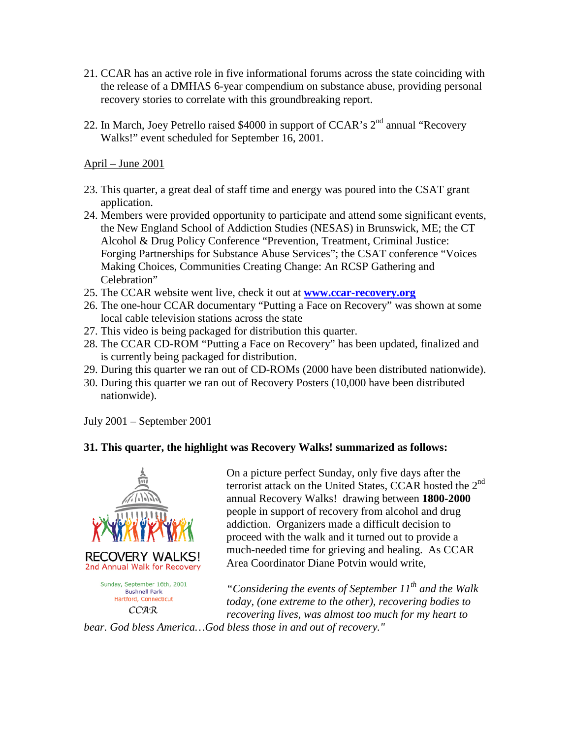21. CCAR has an active role in five informational forums across the state coinciding with the release of a DMHAS 6-year compendium on substance abuse, providing personal recovery stories to correlate with this groundbreaking report.

22. In March, Joey Petrello raised $4000 in support of CCAR's 2nd annual "Recovery Walks!" event scheduled for September 16, 2001.

<u>April – June 2001</u>

23. This quarter, a great deal of staff time and energy was poured into the CSAT grant application.
24. Members were provided opportunity to participate and attend some significant events, the New England School of Addiction Studies (NESAS) in Brunswick, ME; the CT Alcohol & Drug Policy Conference "Prevention, Treatment, Criminal Justice: Forging Partnerships for Substance Abuse Services"; the CSAT conference "Voices Making Choices, Communities Creating Change: An RCSP Gathering and Celebration"
25. The CCAR website went live, check it out at **[www.ccar-recovery.org](http://www.ccar-recovery.org)**
26. The one-hour CCAR documentary "Putting a Face on Recovery" was shown at some local cable television stations across the state
27. This video is being packaged for distribution this quarter.
28. The CCAR CD-ROM "Putting a Face on Recovery" has been updated, finalized and is currently being packaged for distribution.
29. During this quarter we ran out of CD-ROMs (2000 have been distributed nationwide).
30. During this quarter we ran out of Recovery Posters (10,000 have been distributed nationwide).

July 2001 – September 2001

**31. This quarter, the highlight was Recovery Walks! summarized as follows:**

RECOVERY WALKS!
2nd Annual Walk for Recovery

Sunday, September 16th, 2001
Bushnell Park
Hartford, Connecticut
CCAR

On a picture perfect Sunday, only five days after the terrorist attack on the United States, CCAR hosted the 2nd annual Recovery Walks! drawing between **1800-2000** people in support of recovery from alcohol and drug addiction. Organizers made a difficult decision to proceed with the walk and it turned out to provide a much-needed time for grieving and healing. As CCAR Area Coordinator Diane Potvin would write,

*"Considering the events of September 11th and the Walk today, (one extreme to the other), recovering bodies to recovering lives, was almost too much for my heart to bear. God bless America…God bless those in and out of recovery."*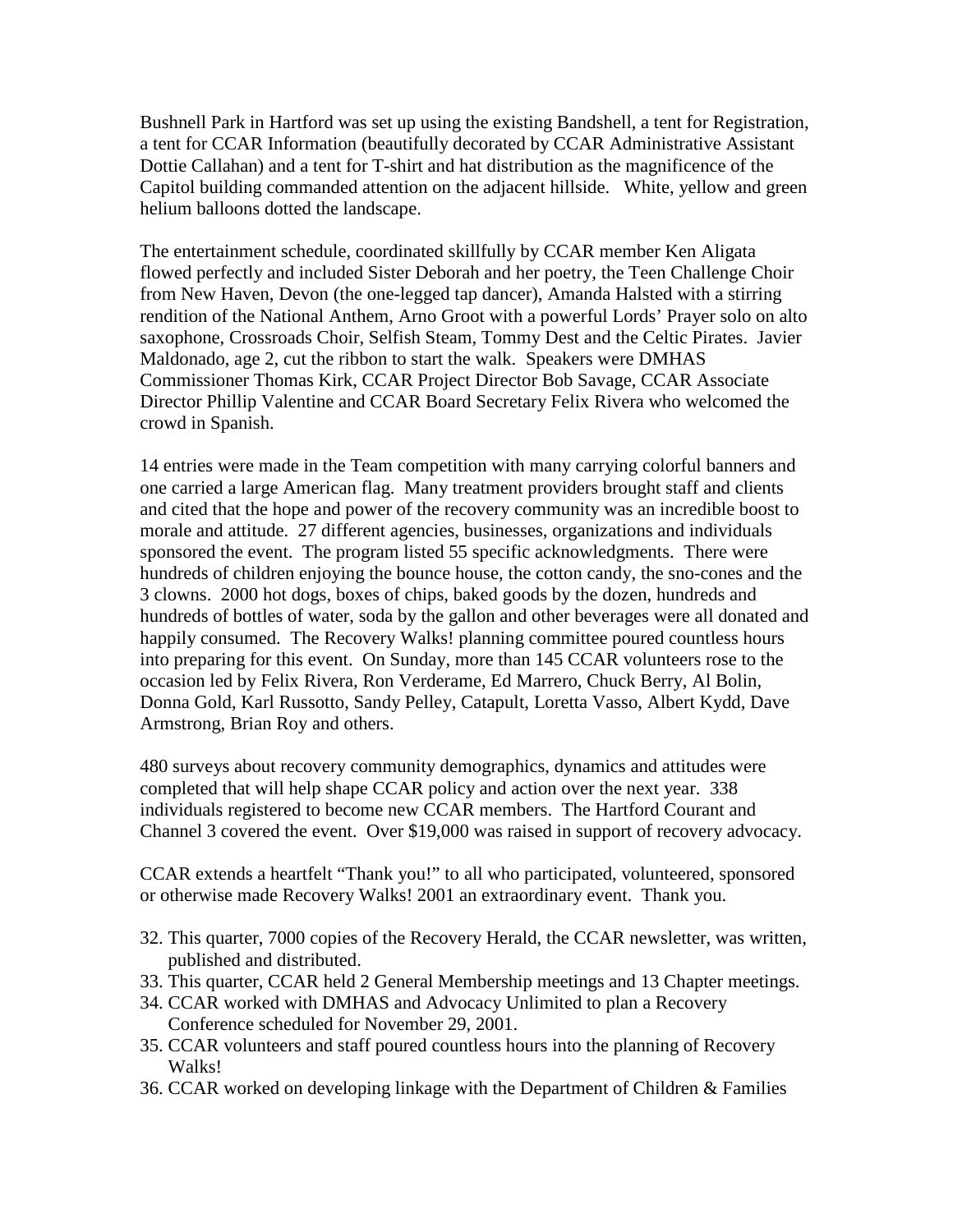Bushnell Park in Hartford was set up using the existing Bandshell, a tent for Registration, a tent for CCAR Information (beautifully decorated by CCAR Administrative Assistant Dottie Callahan) and a tent for T-shirt and hat distribution as the magnificence of the Capitol building commanded attention on the adjacent hillside. White, yellow and green helium balloons dotted the landscape.

The entertainment schedule, coordinated skillfully by CCAR member Ken Aligata flowed perfectly and included Sister Deborah and her poetry, the Teen Challenge Choir from New Haven, Devon (the one-legged tap dancer), Amanda Halsted with a stirring rendition of the National Anthem, Arno Groot with a powerful Lords' Prayer solo on alto saxophone, Crossroads Choir, Selfish Steam, Tommy Dest and the Celtic Pirates. Javier Maldonado, age 2, cut the ribbon to start the walk. Speakers were DMHAS Commissioner Thomas Kirk, CCAR Project Director Bob Savage, CCAR Associate Director Phillip Valentine and CCAR Board Secretary Felix Rivera who welcomed the crowd in Spanish.

14 entries were made in the Team competition with many carrying colorful banners and one carried a large American flag. Many treatment providers brought staff and clients and cited that the hope and power of the recovery community was an incredible boost to morale and attitude. 27 different agencies, businesses, organizations and individuals sponsored the event. The program listed 55 specific acknowledgments. There were hundreds of children enjoying the bounce house, the cotton candy, the sno-cones and the 3 clowns. 2000 hot dogs, boxes of chips, baked goods by the dozen, hundreds and hundreds of bottles of water, soda by the gallon and other beverages were all donated and happily consumed. The Recovery Walks! planning committee poured countless hours into preparing for this event. On Sunday, more than 145 CCAR volunteers rose to the occasion led by Felix Rivera, Ron Verderame, Ed Marrero, Chuck Berry, Al Bolin, Donna Gold, Karl Russotto, Sandy Pelley, Catapult, Loretta Vasso, Albert Kydd, Dave Armstrong, Brian Roy and others.

480 surveys about recovery community demographics, dynamics and attitudes were completed that will help shape CCAR policy and action over the next year. 338 individuals registered to become new CCAR members. The Hartford Courant and Channel 3 covered the event. Over $19,000 was raised in support of recovery advocacy.

CCAR extends a heartfelt "Thank you!" to all who participated, volunteered, sponsored or otherwise made Recovery Walks! 2001 an extraordinary event. Thank you.

32. This quarter, 7000 copies of the Recovery Herald, the CCAR newsletter, was written, published and distributed.
33. This quarter, CCAR held 2 General Membership meetings and 13 Chapter meetings.
34. CCAR worked with DMHAS and Advocacy Unlimited to plan a Recovery Conference scheduled for November 29, 2001.
35. CCAR volunteers and staff poured countless hours into the planning of Recovery Walks!
36. CCAR worked on developing linkage with the Department of Children & Families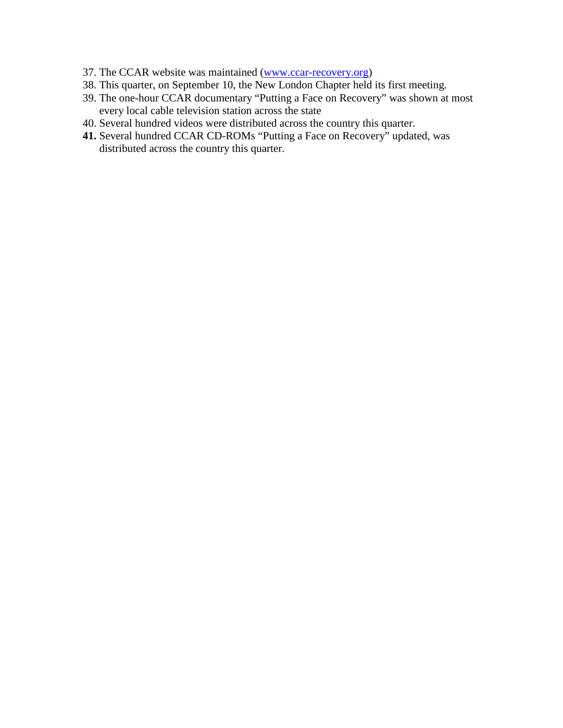37. The CCAR website was maintained (www.ccar-recovery.org)
38. This quarter, on September 10, the New London Chapter held its first meeting.
39. The one-hour CCAR documentary "Putting a Face on Recovery" was shown at most every local cable television station across the state
40. Several hundred videos were distributed across the country this quarter.
41. Several hundred CCAR CD-ROMs "Putting a Face on Recovery" updated, was distributed across the country this quarter.